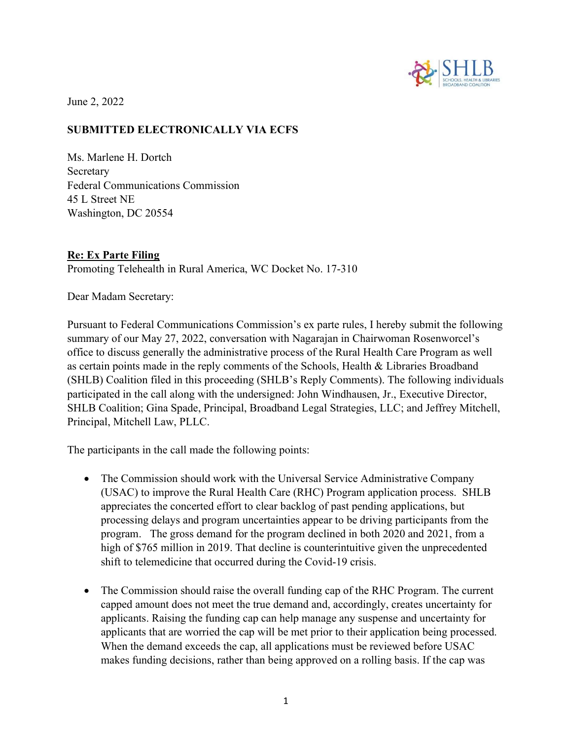June 2, 2022

**SUBMITTED ELECTRONICALLY VIA ECFS**

Ms. Marlene H. Dortch
Secretary
Federal Communications Commission
45 L Street NE
Washington, DC 20554

**Re: Ex Parte Filing**
Promoting Telehealth in Rural America, WC Docket No. 17-310

Dear Madam Secretary:

Pursuant to Federal Communications Commission's ex parte rules, I hereby submit the following summary of our May 27, 2022, conversation with Nagarajan in Chairwoman Rosenworcel's office to discuss generally the administrative process of the Rural Health Care Program as well as certain points made in the reply comments of the Schools, Health & Libraries Broadband (SHLB) Coalition filed in this proceeding (SHLB's Reply Comments). The following individuals participated in the call along with the undersigned: John Windhausen, Jr., Executive Director, SHLB Coalition; Gina Spade, Principal, Broadband Legal Strategies, LLC; and Jeffrey Mitchell, Principal, Mitchell Law, PLLC.

The participants in the call made the following points:

- The Commission should work with the Universal Service Administrative Company (USAC) to improve the Rural Health Care (RHC) Program application process. SHLB appreciates the concerted effort to clear backlog of past pending applications, but processing delays and program uncertainties appear to be driving participants from the program. The gross demand for the program declined in both 2020 and 2021, from a high of $765 million in 2019. That decline is counterintuitive given the unprecedented shift to telemedicine that occurred during the Covid-19 crisis.

- The Commission should raise the overall funding cap of the RHC Program. The current capped amount does not meet the true demand and, accordingly, creates uncertainty for applicants. Raising the funding cap can help manage any suspense and uncertainty for applicants that are worried the cap will be met prior to their application being processed. When the demand exceeds the cap, all applications must be reviewed before USAC makes funding decisions, rather than being approved on a rolling basis. If the cap was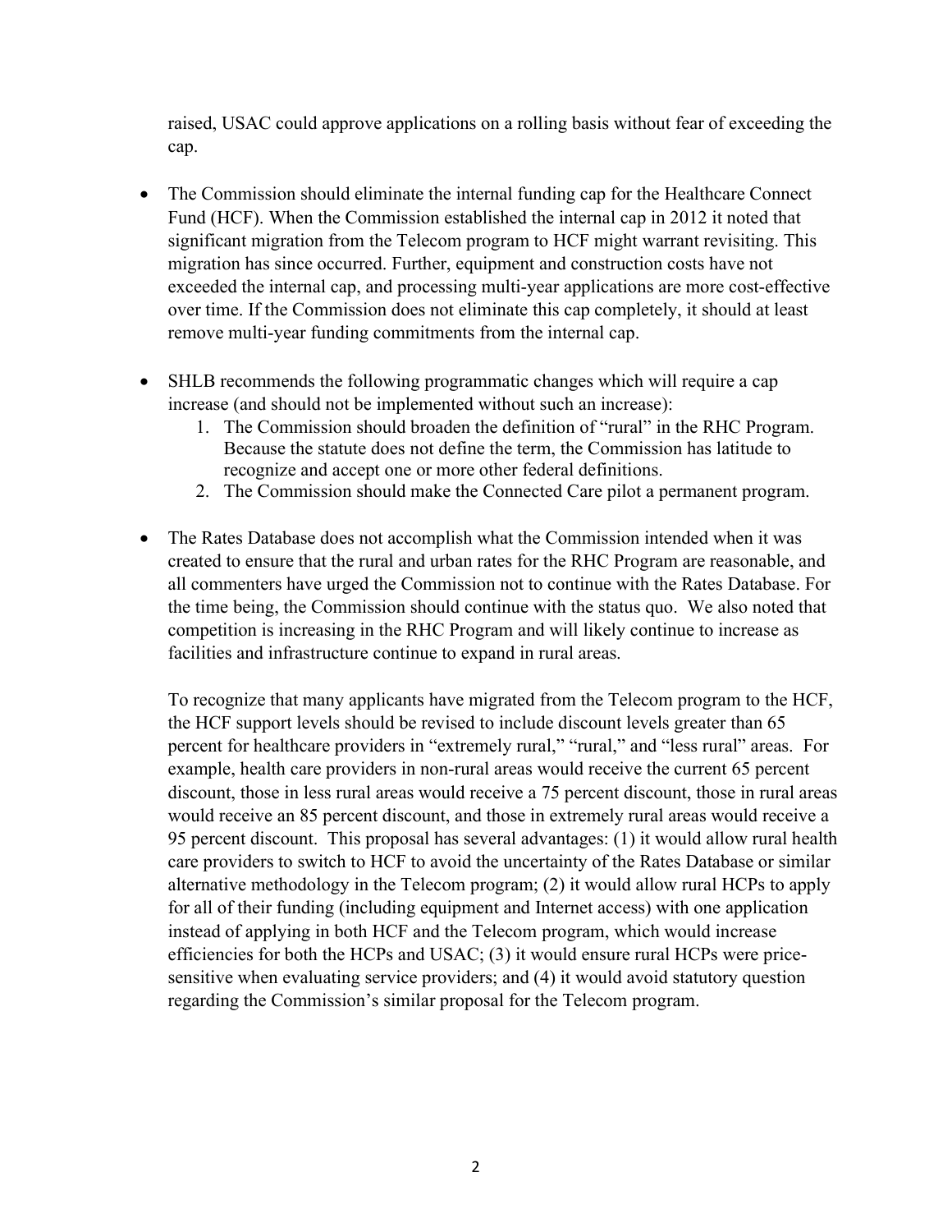raised, USAC could approve applications on a rolling basis without fear of exceeding the cap.

- The Commission should eliminate the internal funding cap for the Healthcare Connect Fund (HCF). When the Commission established the internal cap in 2012 it noted that significant migration from the Telecom program to HCF might warrant revisiting. This migration has since occurred. Further, equipment and construction costs have not exceeded the internal cap, and processing multi-year applications are more cost-effective over time. If the Commission does not eliminate this cap completely, it should at least remove multi-year funding commitments from the internal cap.

- SHLB recommends the following programmatic changes which will require a cap increase (and should not be implemented without such an increase):
  1. The Commission should broaden the definition of "rural" in the RHC Program. Because the statute does not define the term, the Commission has latitude to recognize and accept one or more other federal definitions.
  2. The Commission should make the Connected Care pilot a permanent program.

- The Rates Database does not accomplish what the Commission intended when it was created to ensure that the rural and urban rates for the RHC Program are reasonable, and all commenters have urged the Commission not to continue with the Rates Database. For the time being, the Commission should continue with the status quo. We also noted that competition is increasing in the RHC Program and will likely continue to increase as facilities and infrastructure continue to expand in rural areas.

  To recognize that many applicants have migrated from the Telecom program to the HCF, the HCF support levels should be revised to include discount levels greater than 65 percent for healthcare providers in "extremely rural," "rural," and "less rural" areas. For example, health care providers in non-rural areas would receive the current 65 percent discount, those in less rural areas would receive a 75 percent discount, those in rural areas would receive an 85 percent discount, and those in extremely rural areas would receive a 95 percent discount. This proposal has several advantages: (1) it would allow rural health care providers to switch to HCF to avoid the uncertainty of the Rates Database or similar alternative methodology in the Telecom program; (2) it would allow rural HCPs to apply for all of their funding (including equipment and Internet access) with one application instead of applying in both HCF and the Telecom program, which would increase efficiencies for both the HCPs and USAC; (3) it would ensure rural HCPs were price-sensitive when evaluating service providers; and (4) it would avoid statutory question regarding the Commission's similar proposal for the Telecom program.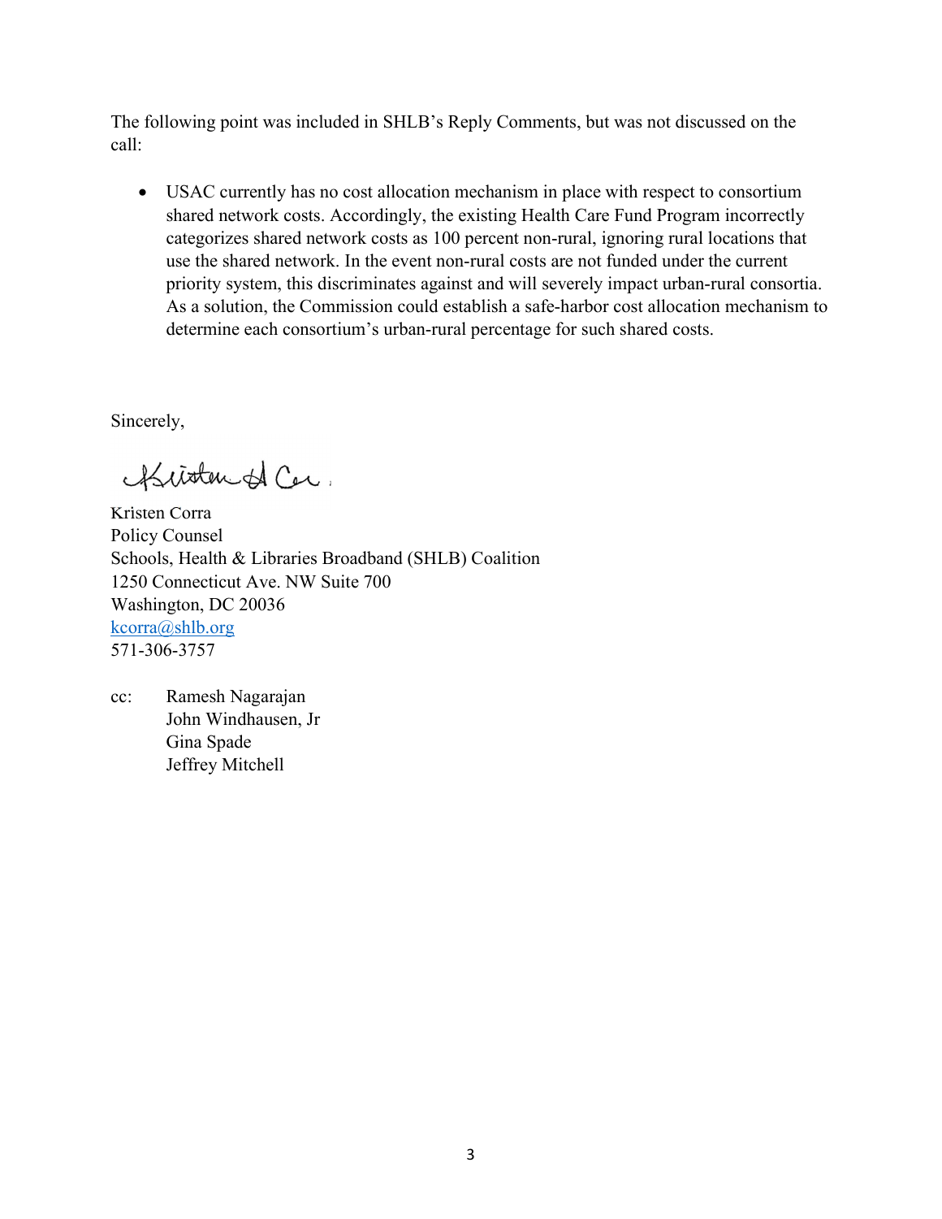The following point was included in SHLB's Reply Comments, but was not discussed on the call:

- USAC currently has no cost allocation mechanism in place with respect to consortium shared network costs. Accordingly, the existing Health Care Fund Program incorrectly categorizes shared network costs as 100 percent non-rural, ignoring rural locations that use the shared network. In the event non-rural costs are not funded under the current priority system, this discriminates against and will severely impact urban-rural consortia. As a solution, the Commission could establish a safe-harbor cost allocation mechanism to determine each consortium's urban-rural percentage for such shared costs.

Sincerely,

Kristen Corra
Policy Counsel
Schools, Health & Libraries Broadband (SHLB) Coalition
1250 Connecticut Ave. NW Suite 700
Washington, DC 20036
kcorra@shlb.org
571-306-3757

cc: Ramesh Nagarajan
John Windhausen, Jr
Gina Spade
Jeffrey Mitchell